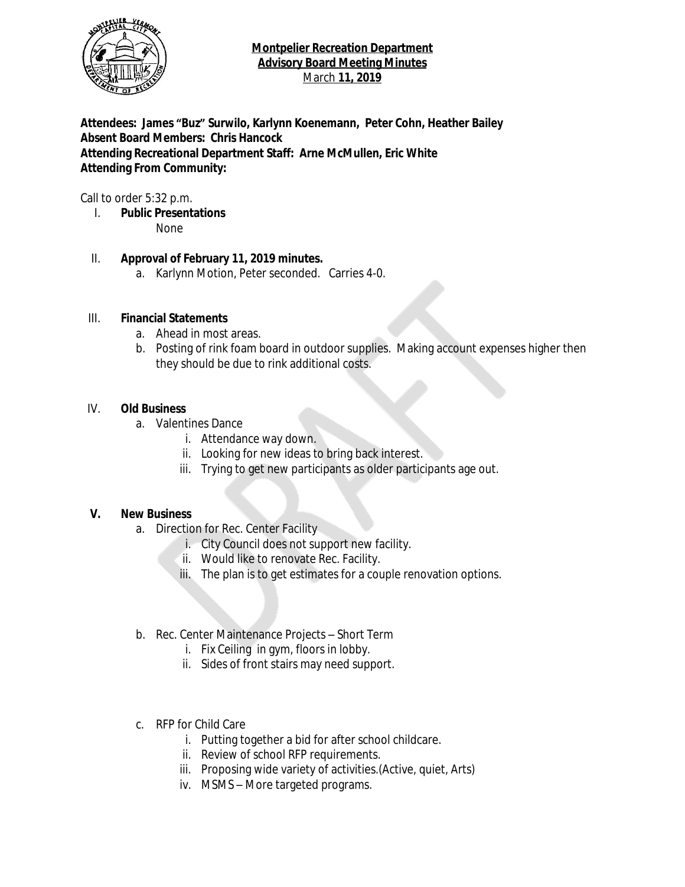**Montpelier Recreation Department**
**Advisory Board Meeting Minutes**
March **11, 2019**

**Attendees: James "Buz" Surwilo, Karlynn Koenemann, Peter Cohn, Heather Bailey**
**Absent Board Members: Chris Hancock**
**Attending Recreational Department Staff: Arne McMullen, Eric White**
**Attending From Community:**

Call to order 5:32 p.m.

I. **Public Presentations**
   None

II. **Approval of February 11, 2019 minutes.**
   a. Karlynn Motion, Peter seconded. Carries 4-0.

III. **Financial Statements**
   a. Ahead in most areas.
   b. Posting of rink foam board in outdoor supplies. Making account expenses higher then they should be due to rink additional costs.

IV. **Old Business**
   a. Valentines Dance
      i. Attendance way down.
      ii. Looking for new ideas to bring back interest.
      iii. Trying to get new participants as older participants age out.

V. **New Business**
   a. Direction for Rec. Center Facility
      i. City Council does not support new facility.
      ii. Would like to renovate Rec. Facility.
      iii. The plan is to get estimates for a couple renovation options.

   b. Rec. Center Maintenance Projects – Short Term
      i. Fix Ceiling in gym, floors in lobby.
      ii. Sides of front stairs may need support.

   c. RFP for Child Care
      i. Putting together a bid for after school childcare.
      ii. Review of school RFP requirements.
      iii. Proposing wide variety of activities.(Active, quiet, Arts)
      iv. MSMS – More targeted programs.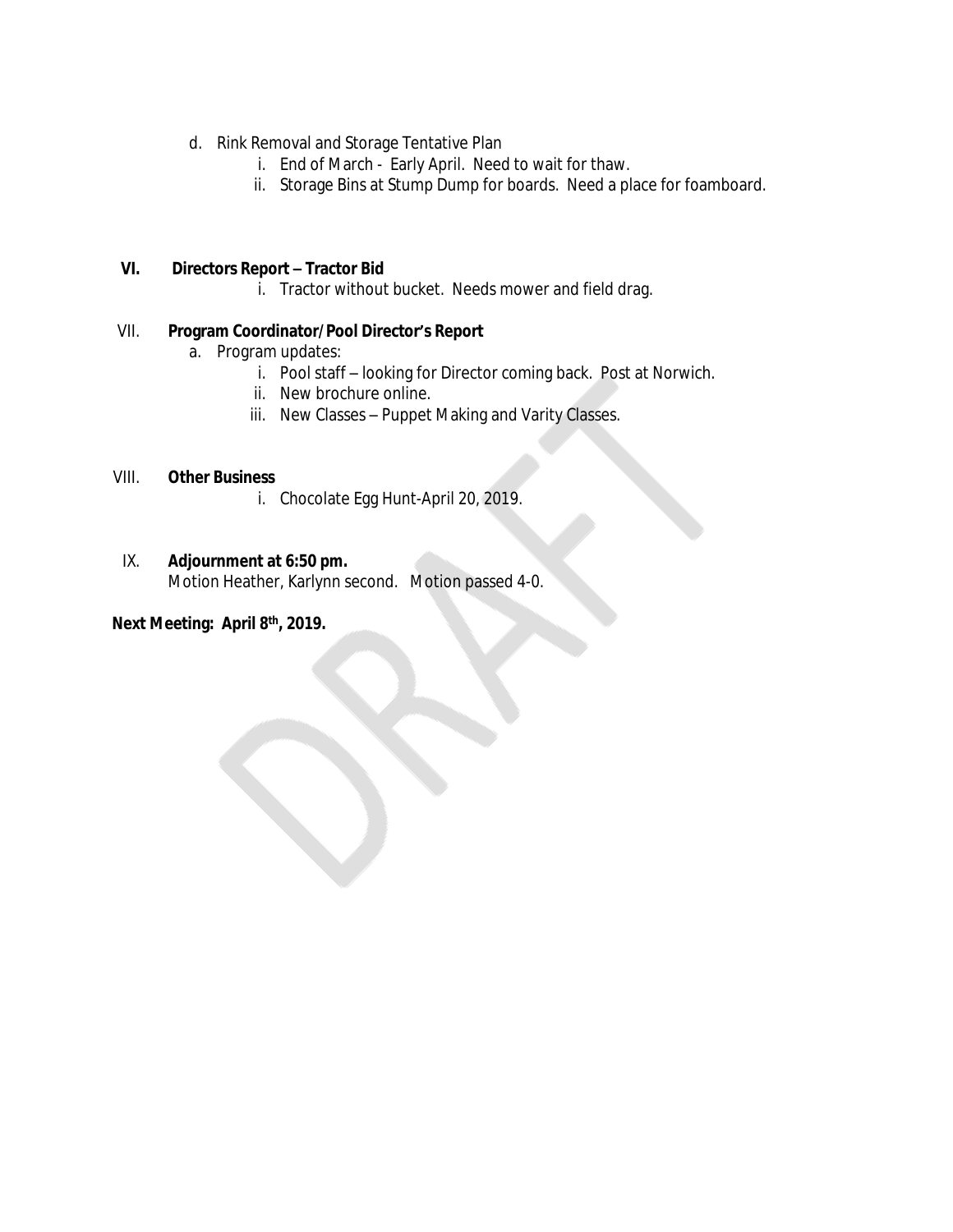d. Rink Removal and Storage Tentative Plan
   i. End of March - Early April. Need to wait for thaw.
   ii. Storage Bins at Stump Dump for boards. Need a place for foamboard.

**VI. Directors Report – Tractor Bid**

i. Tractor without bucket. Needs mower and field drag.

VII. **Program Coordinator/Pool Director's Report**

a. Program updates:
   i. Pool staff – looking for Director coming back. Post at Norwich.
   ii. New brochure online.
   iii. New Classes – Puppet Making and Varity Classes.

VIII. **Other Business**

i. Chocolate Egg Hunt-April 20, 2019.

IX. **Adjournment at 6:50 pm.**
Motion Heather, Karlynn second. Motion passed 4-0.

**Next Meeting: April 8th, 2019.**

DRAFT